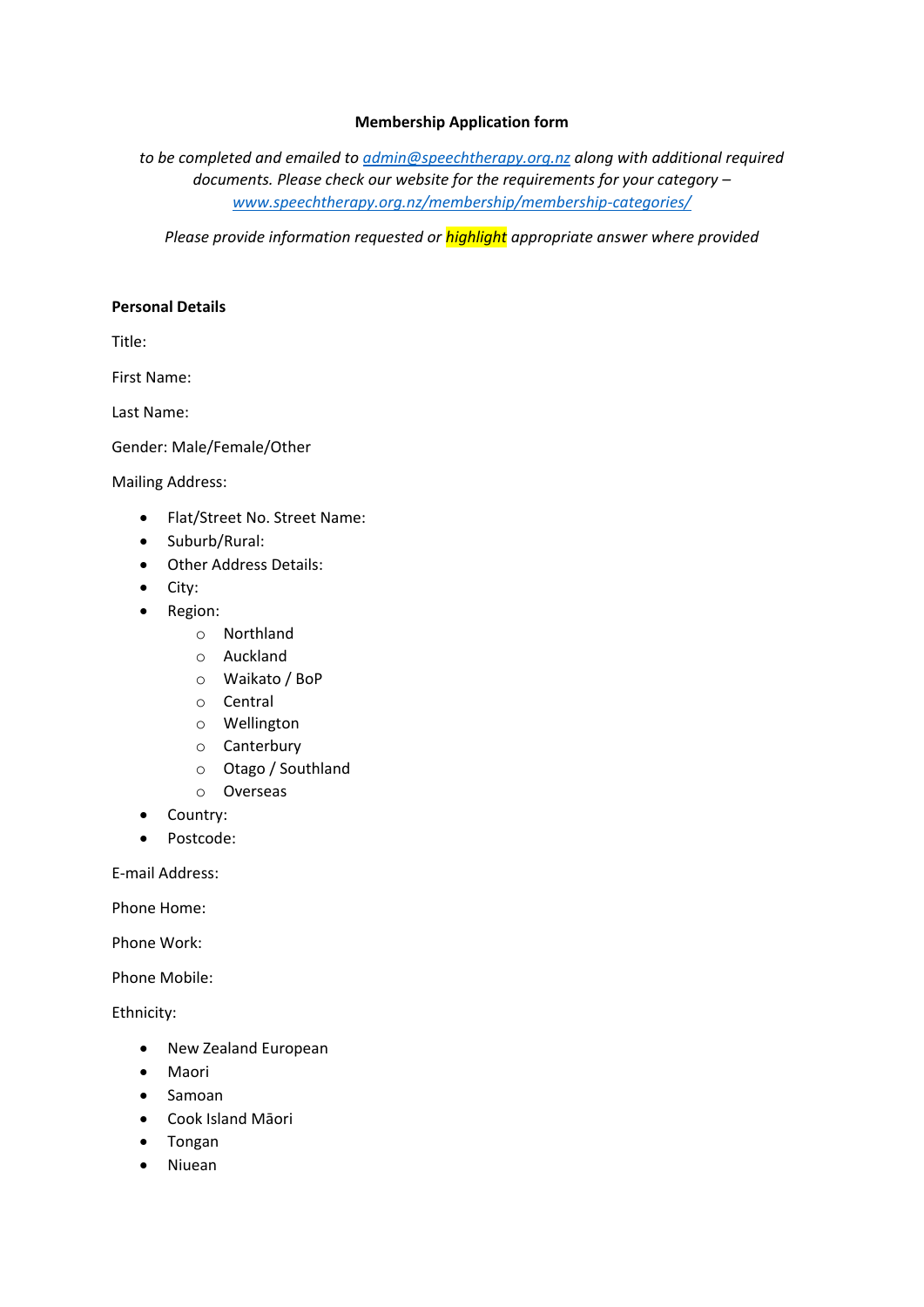**Membership Application form**

*to be completed and emailed to [admin@speechtherapy.org.nz](mailto:admin@speechtherapy.org.nz) along with additional required documents. Please check our website for the requirements for your category – [www.speechtherapy.org.nz/membership/membership-categories/](www.speechtherapy.org.nz/membership/membership-categories/)*

*Please provide information requested or highlight appropriate answer where provided*

**Personal Details**

Title:

First Name:

Last Name:

Gender: Male/Female/Other

Mailing Address:

- Flat/Street No. Street Name:
- Suburb/Rural:
- Other Address Details:
- City:
- Region:
  - Northland
  - Auckland
  - Waikato / BoP
  - Central
  - Wellington
  - Canterbury
  - Otago / Southland
  - Overseas
- Country:
- Postcode:

E-mail Address:

Phone Home:

Phone Work:

Phone Mobile:

Ethnicity:

- New Zealand European
- Maori
- Samoan
- Cook Island Māori
- Tongan
- Niuean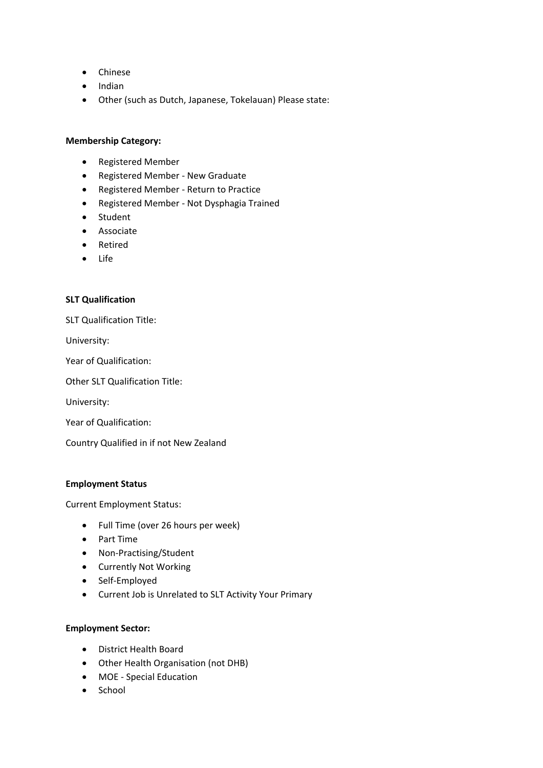- Chinese
- Indian
- Other (such as Dutch, Japanese, Tokelauan) Please state:

**Membership Category:**

- Registered Member
- Registered Member - New Graduate
- Registered Member - Return to Practice
- Registered Member - Not Dysphagia Trained
- Student
- Associate
- Retired
- Life

**SLT Qualification**

SLT Qualification Title:

University:

Year of Qualification:

Other SLT Qualification Title:

University:

Year of Qualification:

Country Qualified in if not New Zealand

**Employment Status**

Current Employment Status:

- Full Time (over 26 hours per week)
- Part Time
- Non-Practising/Student
- Currently Not Working
- Self-Employed
- Current Job is Unrelated to SLT Activity Your Primary

**Employment Sector:**

- District Health Board
- Other Health Organisation (not DHB)
- MOE - Special Education
- School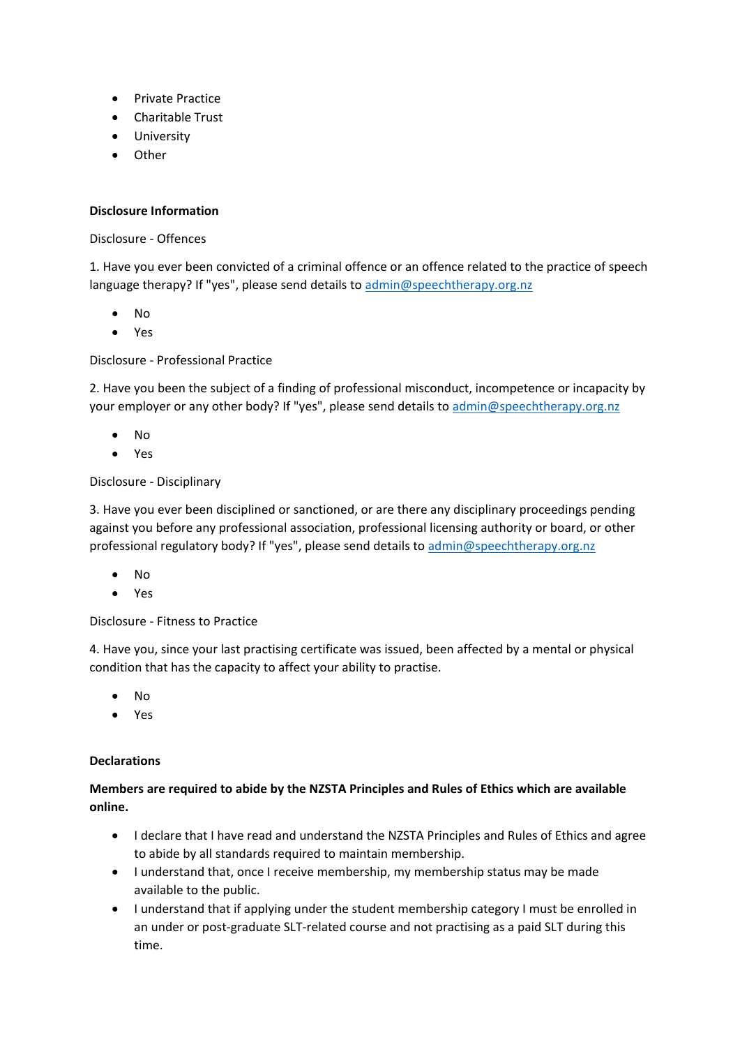- Private Practice
- Charitable Trust
- University
- Other

**Disclosure Information**

Disclosure - Offences

1. Have you ever been convicted of a criminal offence or an offence related to the practice of speech language therapy? If "yes", please send details to admin@speechtherapy.org.nz

- No
- Yes

Disclosure - Professional Practice

2. Have you been the subject of a finding of professional misconduct, incompetence or incapacity by your employer or any other body? If "yes", please send details to admin@speechtherapy.org.nz

- No
- Yes

Disclosure - Disciplinary

3. Have you ever been disciplined or sanctioned, or are there any disciplinary proceedings pending against you before any professional association, professional licensing authority or board, or other professional regulatory body? If "yes", please send details to admin@speechtherapy.org.nz

- No
- Yes

Disclosure - Fitness to Practice

4. Have you, since your last practising certificate was issued, been affected by a mental or physical condition that has the capacity to affect your ability to practise.

- No
- Yes

**Declarations**

**Members are required to abide by the NZSTA Principles and Rules of Ethics which are available online.**

- I declare that I have read and understand the NZSTA Principles and Rules of Ethics and agree to abide by all standards required to maintain membership.
- I understand that, once I receive membership, my membership status may be made available to the public.
- I understand that if applying under the student membership category I must be enrolled in an under or post-graduate SLT-related course and not practising as a paid SLT during this time.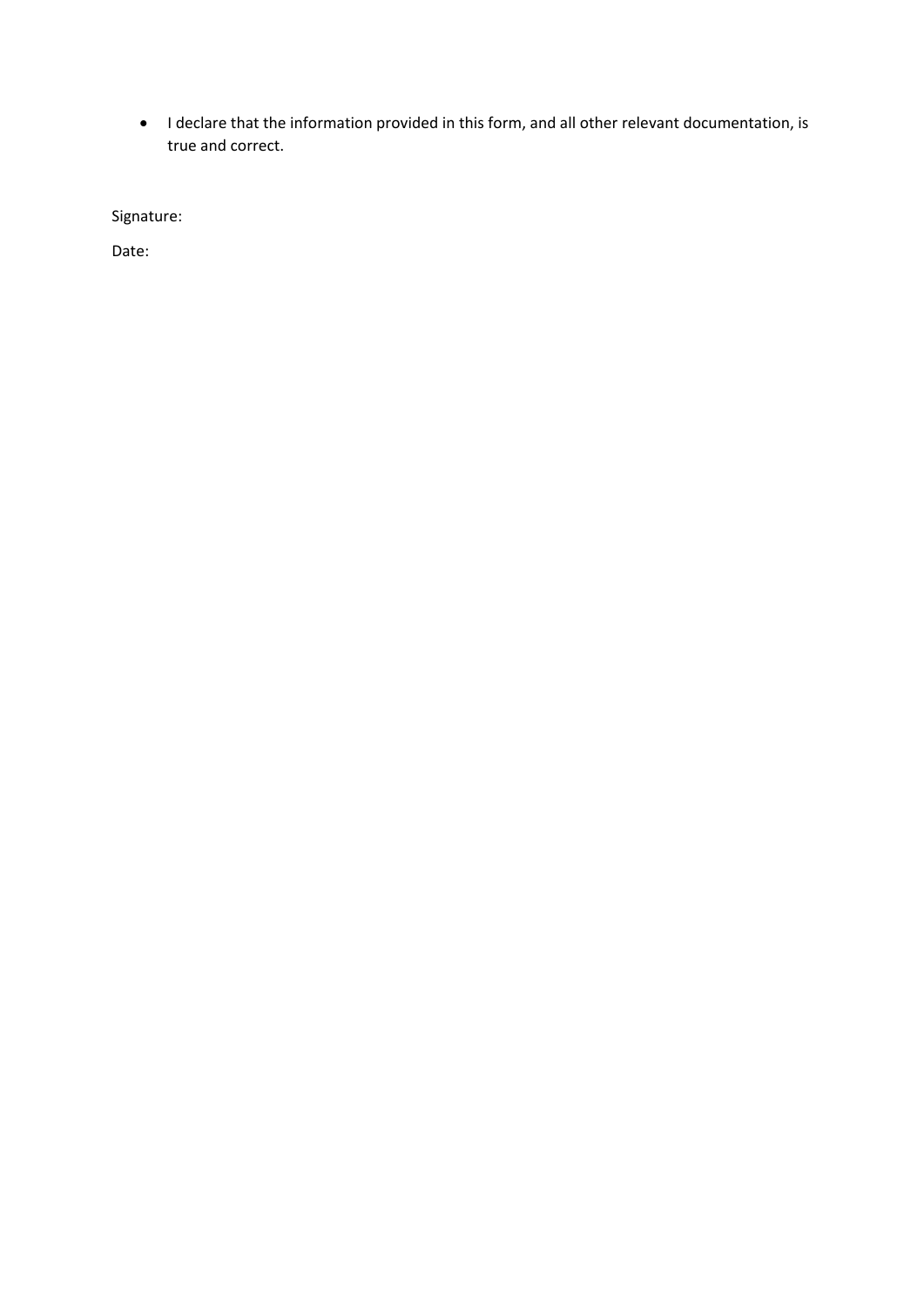- I declare that the information provided in this form, and all other relevant documentation, is true and correct.

Signature:

Date: